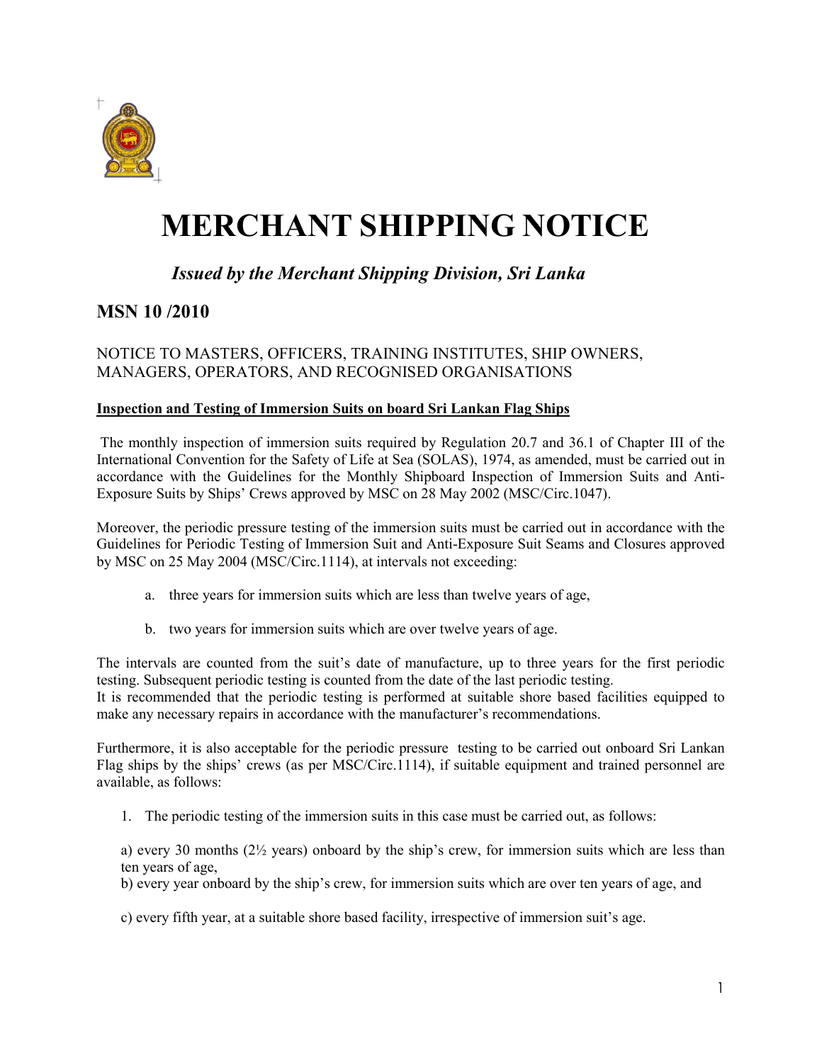// MERCHANT SHIPPING NOTICE

*Issued by the Merchant Shipping Division, Sri Lanka*

## MSN 10 /2010

NOTICE TO MASTERS, OFFICERS, TRAINING INSTITUTES, SHIP OWNERS, MANAGERS, OPERATORS, AND RECOGNISED ORGANISATIONS

**Inspection and Testing of Immersion Suits on board Sri Lankan Flag Ships**

The monthly inspection of immersion suits required by Regulation 20.7 and 36.1 of Chapter III of the International Convention for the Safety of Life at Sea (SOLAS), 1974, as amended, must be carried out in accordance with the Guidelines for the Monthly Shipboard Inspection of Immersion Suits and Anti-Exposure Suits by Ships' Crews approved by MSC on 28 May 2002 (MSC/Circ.1047).

Moreover, the periodic pressure testing of the immersion suits must be carried out in accordance with the Guidelines for Periodic Testing of Immersion Suit and Anti-Exposure Suit Seams and Closures approved by MSC on 25 May 2004 (MSC/Circ.1114), at intervals not exceeding:

a. three years for immersion suits which are less than twelve years of age,

b. two years for immersion suits which are over twelve years of age.

The intervals are counted from the suit's date of manufacture, up to three years for the first periodic testing. Subsequent periodic testing is counted from the date of the last periodic testing.
It is recommended that the periodic testing is performed at suitable shore based facilities equipped to make any necessary repairs in accordance with the manufacturer's recommendations.

Furthermore, it is also acceptable for the periodic pressure testing to be carried out onboard Sri Lankan Flag ships by the ships' crews (as per MSC/Circ.1114), if suitable equipment and trained personnel are available, as follows:

1. The periodic testing of the immersion suits in this case must be carried out, as follows:

a) every 30 months (2½ years) onboard by the ship's crew, for immersion suits which are less than ten years of age,
b) every year onboard by the ship's crew, for immersion suits which are over ten years of age, and

c) every fifth year, at a suitable shore based facility, irrespective of immersion suit's age.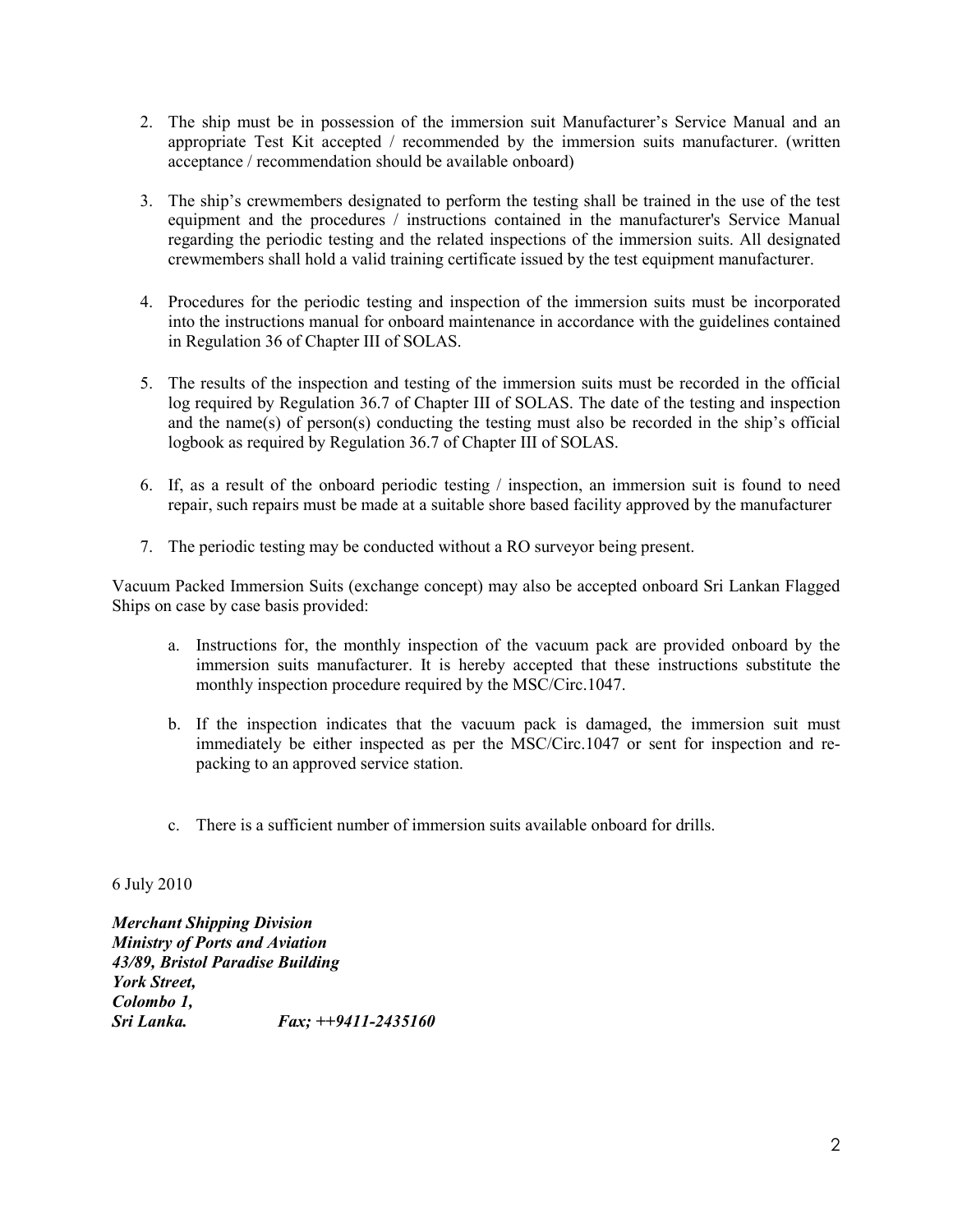2. The ship must be in possession of the immersion suit Manufacturer's Service Manual and an appropriate Test Kit accepted / recommended by the immersion suits manufacturer. (written acceptance / recommendation should be available onboard)

3. The ship's crewmembers designated to perform the testing shall be trained in the use of the test equipment and the procedures / instructions contained in the manufacturer's Service Manual regarding the periodic testing and the related inspections of the immersion suits. All designated crewmembers shall hold a valid training certificate issued by the test equipment manufacturer.

4. Procedures for the periodic testing and inspection of the immersion suits must be incorporated into the instructions manual for onboard maintenance in accordance with the guidelines contained in Regulation 36 of Chapter III of SOLAS.

5. The results of the inspection and testing of the immersion suits must be recorded in the official log required by Regulation 36.7 of Chapter III of SOLAS. The date of the testing and inspection and the name(s) of person(s) conducting the testing must also be recorded in the ship's official logbook as required by Regulation 36.7 of Chapter III of SOLAS.

6. If, as a result of the onboard periodic testing / inspection, an immersion suit is found to need repair, such repairs must be made at a suitable shore based facility approved by the manufacturer

7. The periodic testing may be conducted without a RO surveyor being present.

Vacuum Packed Immersion Suits (exchange concept) may also be accepted onboard Sri Lankan Flagged Ships on case by case basis provided:

a. Instructions for, the monthly inspection of the vacuum pack are provided onboard by the immersion suits manufacturer. It is hereby accepted that these instructions substitute the monthly inspection procedure required by the MSC/Circ.1047.

b. If the inspection indicates that the vacuum pack is damaged, the immersion suit must immediately be either inspected as per the MSC/Circ.1047 or sent for inspection and re-packing to an approved service station.

c. There is a sufficient number of immersion suits available onboard for drills.

6 July 2010

***Merchant Shipping Division***
***Ministry of Ports and Aviation***
***43/89, Bristol Paradise Building***
***York Street,***
***Colombo 1,***
***Sri Lanka.*** ***Fax; ++9411-2435160***